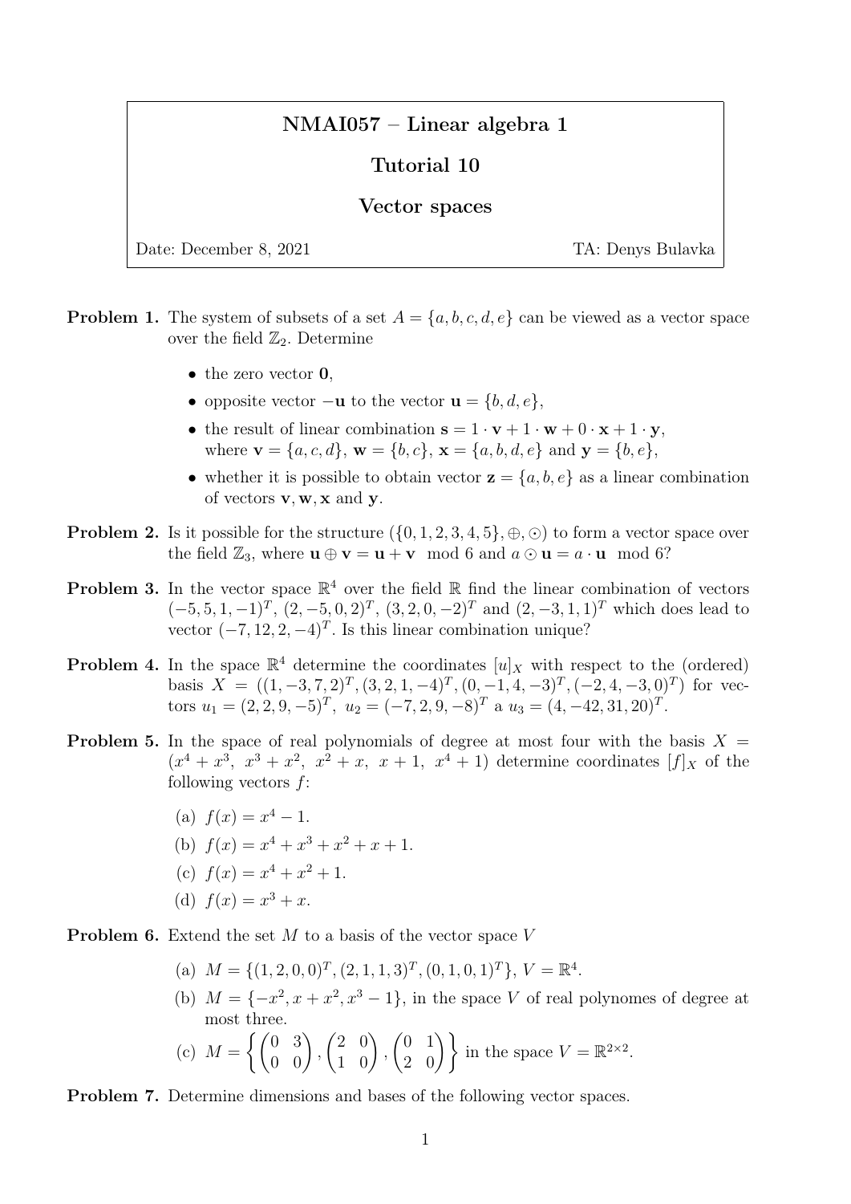# NMAI057 – Linear algebra 1

## Tutorial 10

## Vector spaces

Date: December 8, 2021 TA: Denys Bulavka

**Problem 1.** The system of subsets of a set $A = \{a, b, c, d, e\}$ can be viewed as a vector space over the field $\mathbb{Z}_2$. Determine

- the zero vector $\mathbf{0}$,
- opposite vector $-\mathbf{u}$ to the vector $\mathbf{u} = \{b, d, e\}$,
- the result of linear combination $\mathbf{s} = 1 \cdot \mathbf{v} + 1 \cdot \mathbf{w} + 0 \cdot \mathbf{x} + 1 \cdot \mathbf{y}$, where $\mathbf{v} = \{a, c, d\}$, $\mathbf{w} = \{b, c\}$, $\mathbf{x} = \{a, b, d, e\}$ and $\mathbf{y} = \{b, e\}$,
- whether it is possible to obtain vector $\mathbf{z} = \{a, b, e\}$ as a linear combination of vectors $\mathbf{v}, \mathbf{w}, \mathbf{x}$ and $\mathbf{y}$.

**Problem 2.** Is it possible for the structure $(\{0, 1, 2, 3, 4, 5\}, \oplus, \odot)$ to form a vector space over the field $\mathbb{Z}_3$, where $\mathbf{u} \oplus \mathbf{v} = \mathbf{u} + \mathbf{v} \mod 6$ and $a \odot \mathbf{u} = a \cdot \mathbf{u} \mod 6$?

**Problem 3.** In the vector space $\mathbb{R}^4$ over the field $\mathbb{R}$ find the linear combination of vectors $(-5, 5, 1, -1)^T$, $(2, -5, 0, 2)^T$, $(3, 2, 0, -2)^T$ and $(2, -3, 1, 1)^T$ which does lead to vector $(-7, 12, 2, -4)^T$. Is this linear combination unique?

**Problem 4.** In the space $\mathbb{R}^4$ determine the coordinates $[u]_X$ with respect to the (ordered) basis $X = ((1, -3, 7, 2)^T, (3, 2, 1, -4)^T, (0, -1, 4, -3)^T, (-2, 4, -3, 0)^T)$ for vectors $u_1 = (2, 2, 9, -5)^T$, $u_2 = (-7, 2, 9, -8)^T$ a $u_3 = (4, -42, 31, 20)^T$.

**Problem 5.** In the space of real polynomials of degree at most four with the basis $X = (x^4 + x^3,\ x^3 + x^2,\ x^2 + x,\ x + 1,\ x^4 + 1)$ determine coordinates $[f]_X$ of the following vectors $f$:

(a) $f(x) = x^4 - 1$.

(b) $f(x) = x^4 + x^3 + x^2 + x + 1$.

(c) $f(x) = x^4 + x^2 + 1$.

(d) $f(x) = x^3 + x$.

**Problem 6.** Extend the set $M$ to a basis of the vector space $V$

(a) $M = \{(1, 2, 0, 0)^T, (2, 1, 1, 3)^T, (0, 1, 0, 1)^T\}$, $V = \mathbb{R}^4$.

(b) $M = \{-x^2, x + x^2, x^3 - 1\}$, in the space $V$ of real polynomes of degree at most three.

(c) $M = \left\{ \begin{pmatrix} 0 & 3 \\ 0 & 0 \end{pmatrix}, \begin{pmatrix} 2 & 0 \\ 1 & 0 \end{pmatrix}, \begin{pmatrix} 0 & 1 \\ 2 & 0 \end{pmatrix} \right\}$ in the space $V = \mathbb{R}^{2\times 2}$.

**Problem 7.** Determine dimensions and bases of the following vector spaces.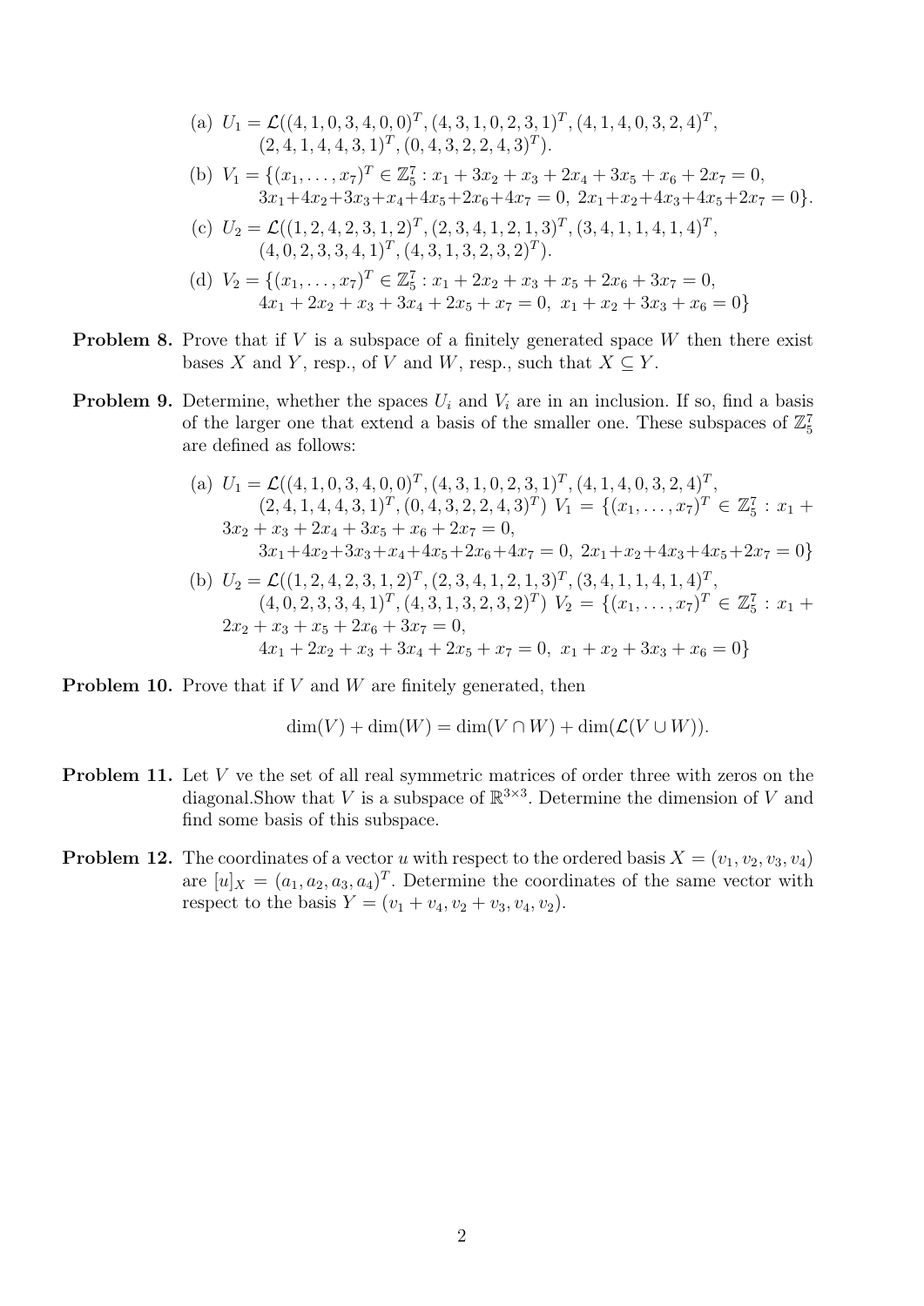(a) $U_1 = \mathcal{L}((4,1,0,3,4,0,0)^T, (4,3,1,0,2,3,1)^T, (4,1,4,0,3,2,4)^T,$
$(2,4,1,4,4,3,1)^T, (0,4,3,2,2,4,3)^T)$.

(b) $V_1 = \{(x_1,\ldots,x_7)^T \in \mathbb{Z}_5^7 : x_1 + 3x_2 + x_3 + 2x_4 + 3x_5 + x_6 + 2x_7 = 0,$
$3x_1+4x_2+3x_3+x_4+4x_5+2x_6+4x_7 = 0,\ 2x_1+x_2+4x_3+4x_5+2x_7 = 0\}$.

(c) $U_2 = \mathcal{L}((1,2,4,2,3,1,2)^T, (2,3,4,1,2,1,3)^T, (3,4,1,1,4,1,4)^T,$
$(4,0,2,3,3,4,1)^T, (4,3,1,3,2,3,2)^T)$.

(d) $V_2 = \{(x_1,\ldots,x_7)^T \in \mathbb{Z}_5^7 : x_1 + 2x_2 + x_3 + x_5 + 2x_6 + 3x_7 = 0,$
$4x_1 + 2x_2 + x_3 + 3x_4 + 2x_5 + x_7 = 0,\ x_1 + x_2 + 3x_3 + x_6 = 0\}$

**Problem 8.** Prove that if $V$ is a subspace of a finitely generated space $W$ then there exist bases $X$ and $Y$, resp., of $V$ and $W$, resp., such that $X \subseteq Y$.

**Problem 9.** Determine, whether the spaces $U_i$ and $V_i$ are in an inclusion. If so, find a basis of the larger one that extend a basis of the smaller one. These subspaces of $\mathbb{Z}_5^7$ are defined as follows:

(a) $U_1 = \mathcal{L}((4,1,0,3,4,0,0)^T, (4,3,1,0,2,3,1)^T, (4,1,4,0,3,2,4)^T,$
$(2,4,1,4,4,3,1)^T, (0,4,3,2,2,4,3)^T)$ $V_1 = \{(x_1,\ldots,x_7)^T \in \mathbb{Z}_5^7 : x_1 + 3x_2 + x_3 + 2x_4 + 3x_5 + x_6 + 2x_7 = 0,$
$3x_1+4x_2+3x_3+x_4+4x_5+2x_6+4x_7 = 0,\ 2x_1+x_2+4x_3+4x_5+2x_7 = 0\}$

(b) $U_2 = \mathcal{L}((1,2,4,2,3,1,2)^T, (2,3,4,1,2,1,3)^T, (3,4,1,1,4,1,4)^T,$
$(4,0,2,3,3,4,1)^T, (4,3,1,3,2,3,2)^T)$ $V_2 = \{(x_1,\ldots,x_7)^T \in \mathbb{Z}_5^7 : x_1 + 2x_2 + x_3 + x_5 + 2x_6 + 3x_7 = 0,$
$4x_1 + 2x_2 + x_3 + 3x_4 + 2x_5 + x_7 = 0,\ x_1 + x_2 + 3x_3 + x_6 = 0\}$

**Problem 10.** Prove that if $V$ and $W$ are finitely generated, then

$$\dim(V) + \dim(W) = \dim(V \cap W) + \dim(\mathcal{L}(V \cup W)).$$

**Problem 11.** Let $V$ ve the set of all real symmetric matrices of order three with zeros on the diagonal.Show that $V$ is a subspace of $\mathbb{R}^{3\times 3}$. Determine the dimension of $V$ and find some basis of this subspace.

**Problem 12.** The coordinates of a vector $u$ with respect to the ordered basis $X = (v_1, v_2, v_3, v_4)$ are $[u]_X = (a_1, a_2, a_3, a_4)^T$. Determine the coordinates of the same vector with respect to the basis $Y = (v_1 + v_4, v_2 + v_3, v_4, v_2)$.